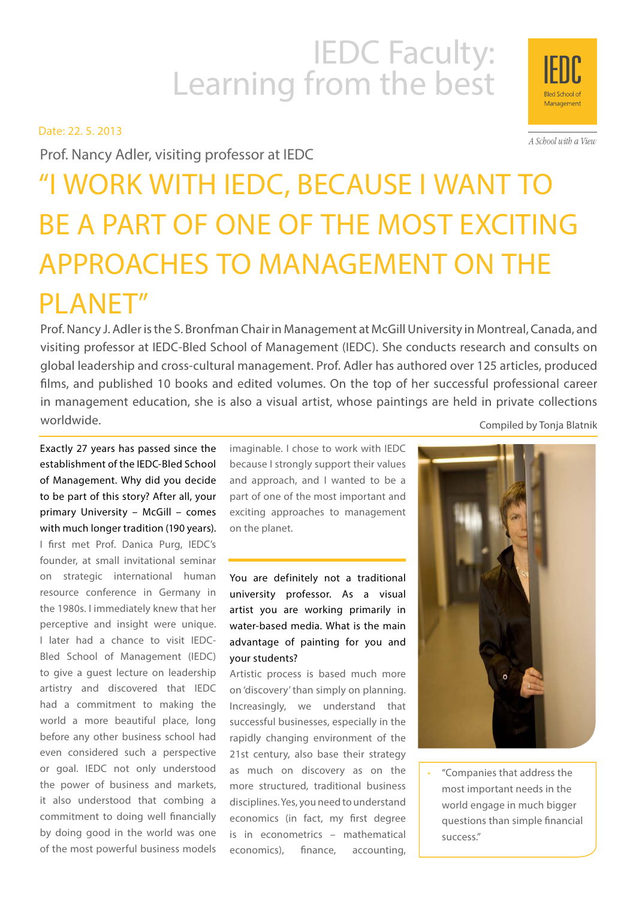# IEDC Faculty: Learning from the best

Date: 22. 5. 2013

Prof. Nancy Adler, visiting professor at IEDC

## "I WORK WITH IEDC, BECAUSE I WANT TO BE A PART OF ONE OF THE MOST EXCITING APPROACHES TO MANAGEMENT ON THE PLANET"

Prof. Nancy J. Adler is the S. Bronfman Chair in Management at McGill University in Montreal, Canada, and visiting professor at IEDC-Bled School of Management (IEDC). She conducts research and consults on global leadership and cross-cultural management. Prof. Adler has authored over 125 articles, produced films, and published 10 books and edited volumes. On the top of her successful professional career in management education, she is also a visual artist, whose paintings are held in private collections worldwide.

Compiled by Tonja Blatnik

**Exactly 27 years has passed since the establishment of the IEDC-Bled School of Management. Why did you decide to be part of this story? After all, your primary University – McGill – comes with much longer tradition (190 years).**

I first met Prof. Danica Purg, IEDC's founder, at small invitational seminar on strategic international human resource conference in Germany in the 1980s. I immediately knew that her perceptive and insight were unique. I later had a chance to visit IEDC-Bled School of Management (IEDC) to give a guest lecture on leadership artistry and discovered that IEDC had a commitment to making the world a more beautiful place, long before any other business school had even considered such a perspective or goal. IEDC not only understood the power of business and markets, it also understood that combing a commitment to doing well financially by doing good in the world was one of the most powerful business models imaginable. I chose to work with IEDC because I strongly support their values and approach, and I wanted to be a part of one of the most important and exciting approaches to management on the planet.

**You are definitely not a traditional university professor. As a visual artist you are working primarily in water-based media. What is the main advantage of painting for you and your students?**

Artistic process is based much more on 'discovery' than simply on planning. Increasingly, we understand that successful businesses, especially in the rapidly changing environment of the 21st century, also base their strategy as much on discovery as on the more structured, traditional business disciplines. Yes, you need to understand economics (in fact, my first degree is in econometrics – mathematical economics), finance, accounting,

> "Companies that address the most important needs in the world engage in much bigger questions than simple financial success."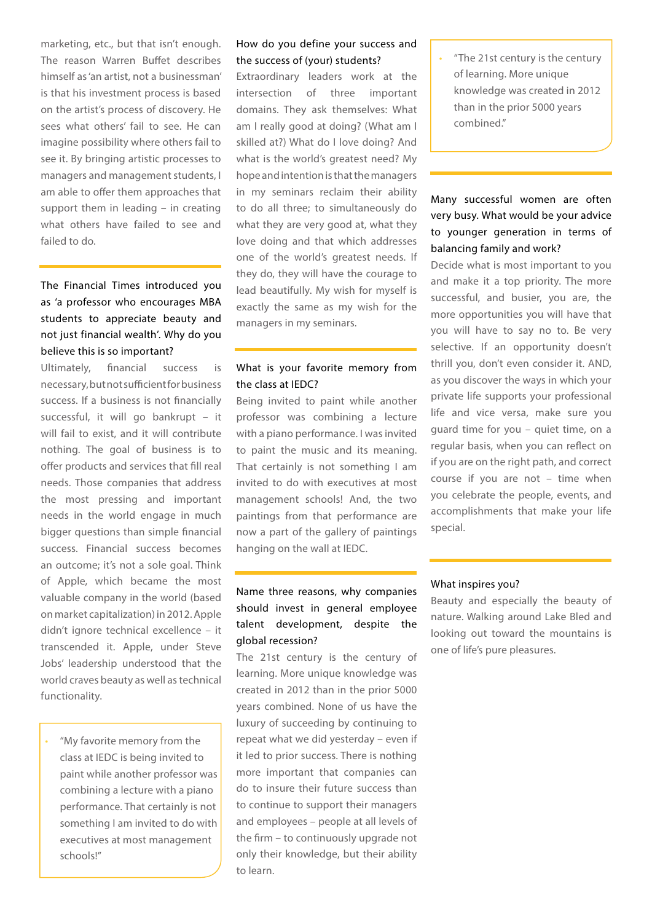marketing, etc., but that isn't enough. The reason Warren Buffet describes himself as 'an artist, not a businessman' is that his investment process is based on the artist's process of discovery. He sees what others' fail to see. He can imagine possibility where others fail to see it. By bringing artistic processes to managers and management students, I am able to offer them approaches that support them in leading – in creating what others have failed to see and failed to do.

**The Financial Times introduced you as 'a professor who encourages MBA students to appreciate beauty and not just financial wealth'. Why do you believe this is so important?**

Ultimately, financial success is necessary, but not sufficient for business success. If a business is not financially successful, it will go bankrupt – it will fail to exist, and it will contribute nothing. The goal of business is to offer products and services that fill real needs. Those companies that address the most pressing and important needs in the world engage in much bigger questions than simple financial success. Financial success becomes an outcome; it's not a sole goal. Think of Apple, which became the most valuable company in the world (based on market capitalization) in 2012. Apple didn't ignore technical excellence – it transcended it. Apple, under Steve Jobs' leadership understood that the world craves beauty as well as technical functionality.

> "My favorite memory from the class at IEDC is being invited to paint while another professor was combining a lecture with a piano performance. That certainly is not something I am invited to do with executives at most management schools!"

**How do you define your success and the success of (your) students?**

Extraordinary leaders work at the intersection of three important domains. They ask themselves: What am I really good at doing? (What am I skilled at?) What do I love doing? And what is the world's greatest need? My hope and intention is that the managers in my seminars reclaim their ability to do all three; to simultaneously do what they are very good at, what they love doing and that which addresses one of the world's greatest needs. If they do, they will have the courage to lead beautifully. My wish for myself is exactly the same as my wish for the managers in my seminars.

**What is your favorite memory from the class at IEDC?**

Being invited to paint while another professor was combining a lecture with a piano performance. I was invited to paint the music and its meaning. That certainly is not something I am invited to do with executives at most management schools! And, the two paintings from that performance are now a part of the gallery of paintings hanging on the wall at IEDC.

**Name three reasons, why companies should invest in general employee talent development, despite the global recession?**

The 21st century is the century of learning. More unique knowledge was created in 2012 than in the prior 5000 years combined. None of us have the luxury of succeeding by continuing to repeat what we did yesterday – even if it led to prior success. There is nothing more important that companies can do to insure their future success than to continue to support their managers and employees – people at all levels of the firm – to continuously upgrade not only their knowledge, but their ability to learn.

> "The 21st century is the century of learning. More unique knowledge was created in 2012 than in the prior 5000 years combined."

**Many successful women are often very busy. What would be your advice to younger generation in terms of balancing family and work?**

Decide what is most important to you and make it a top priority. The more successful, and busier, you are, the more opportunities you will have that you will have to say no to. Be very selective. If an opportunity doesn't thrill you, don't even consider it. AND, as you discover the ways in which your private life supports your professional life and vice versa, make sure you guard time for you – quiet time, on a regular basis, when you can reflect on if you are on the right path, and correct course if you are not – time when you celebrate the people, events, and accomplishments that make your life special.

**What inspires you?**

Beauty and especially the beauty of nature. Walking around Lake Bled and looking out toward the mountains is one of life's pure pleasures.